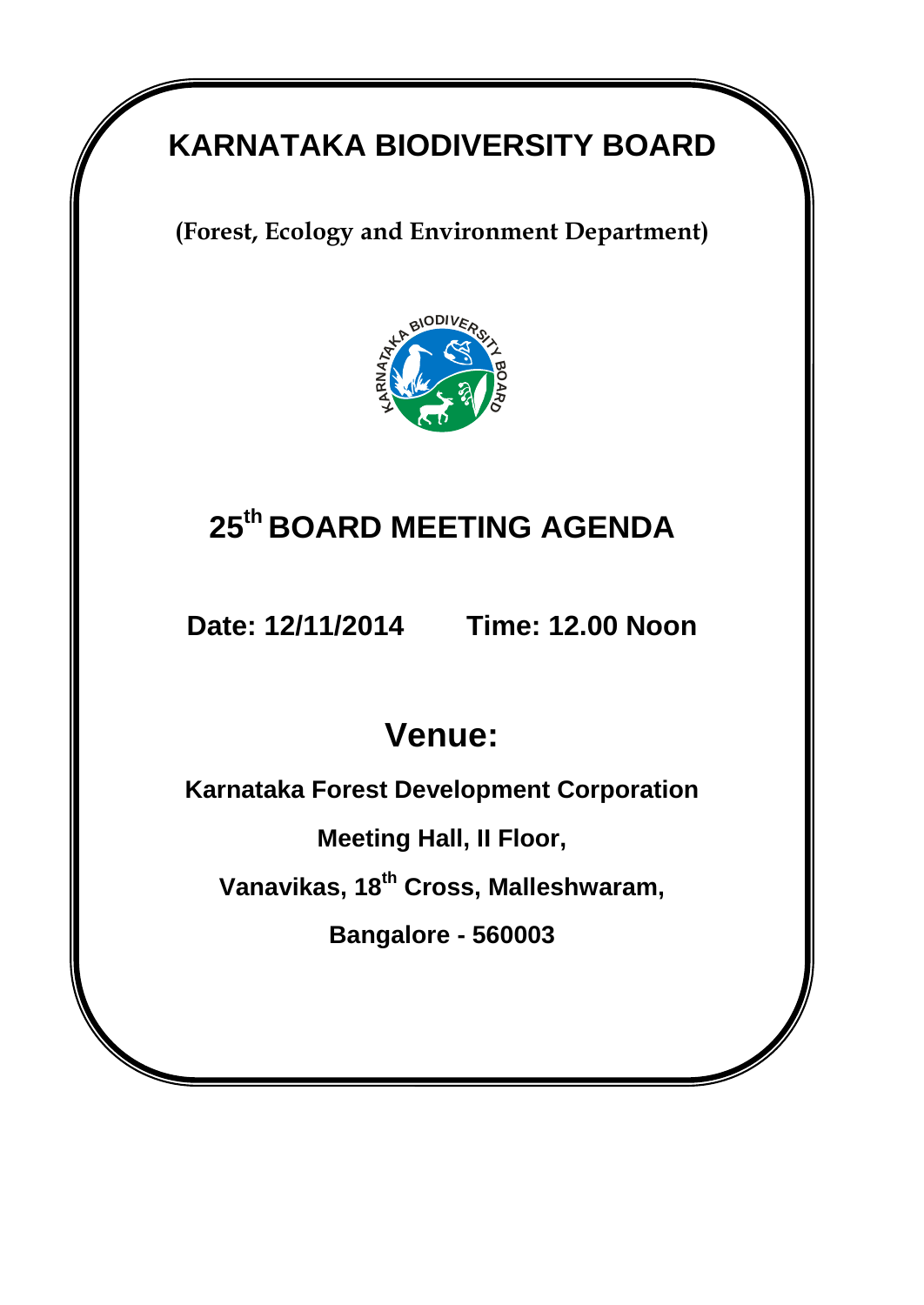# KARNATAKA BIODIVERSITY BOARD

**(Forest, Ecology and Environment Department)**

## 25th BOARD MEETING AGENDA

**Date: 12/11/2014 Time: 12.00 Noon**

## Venue:

**Karnataka Forest Development Corporation**

**Meeting Hall, II Floor,**

**Vanavikas, 18th Cross, Malleshwaram,**

**Bangalore - 560003**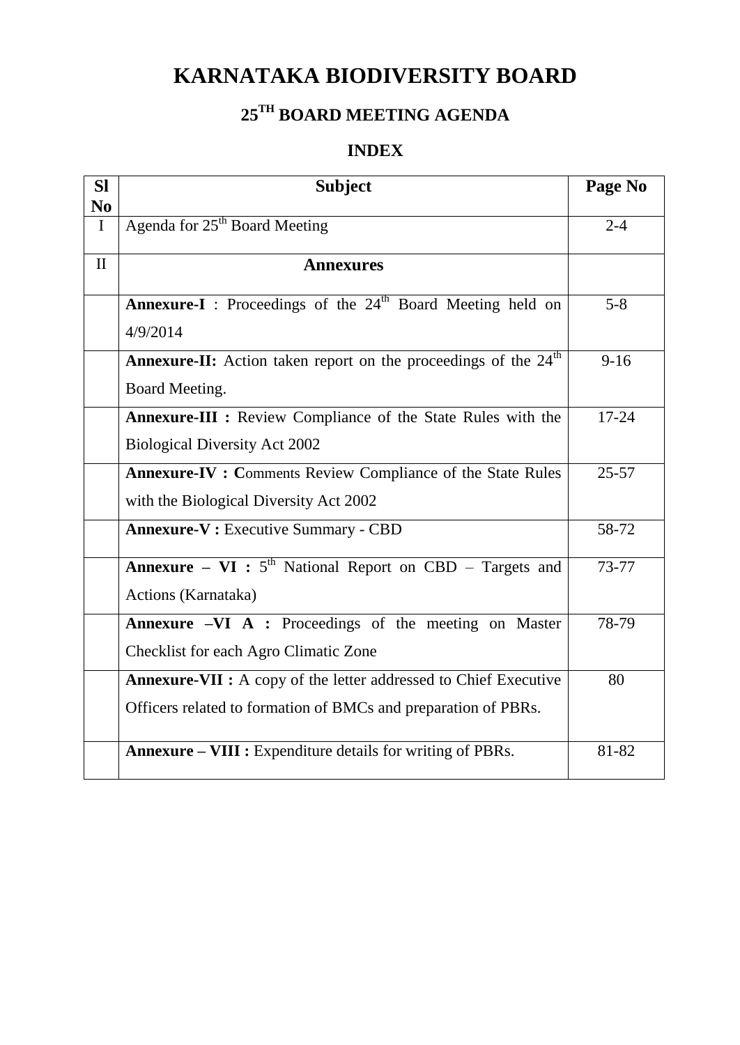# KARNATAKA BIODIVERSITY BOARD

## 25<sup>TH</sup> BOARD MEETING AGENDA

### INDEX

| Sl No | Subject | Page No |
|---|---|---|
| I | Agenda for 25th Board Meeting | 2-4 |
| II | **Annexures** | |
| | **Annexure-I** : Proceedings of the 24th Board Meeting held on 4/9/2014 | 5-8 |
| | **Annexure-II:** Action taken report on the proceedings of the 24th Board Meeting. | 9-16 |
| | **Annexure-III :** Review Compliance of the State Rules with the Biological Diversity Act 2002 | 17-24 |
| | **Annexure-IV : C**omments Review Compliance of the State Rules with the Biological Diversity Act 2002 | 25-57 |
| | **Annexure-V :** Executive Summary - CBD | 58-72 |
| | **Annexure – VI :** 5th National Report on CBD – Targets and Actions (Karnataka) | 73-77 |
| | **Annexure –VI A :** Proceedings of the meeting on Master Checklist for each Agro Climatic Zone | 78-79 |
| | **Annexure-VII :** A copy of the letter addressed to Chief Executive Officers related to formation of BMCs and preparation of PBRs. | 80 |
| | **Annexure – VIII :** Expenditure details for writing of PBRs. | 81-82 |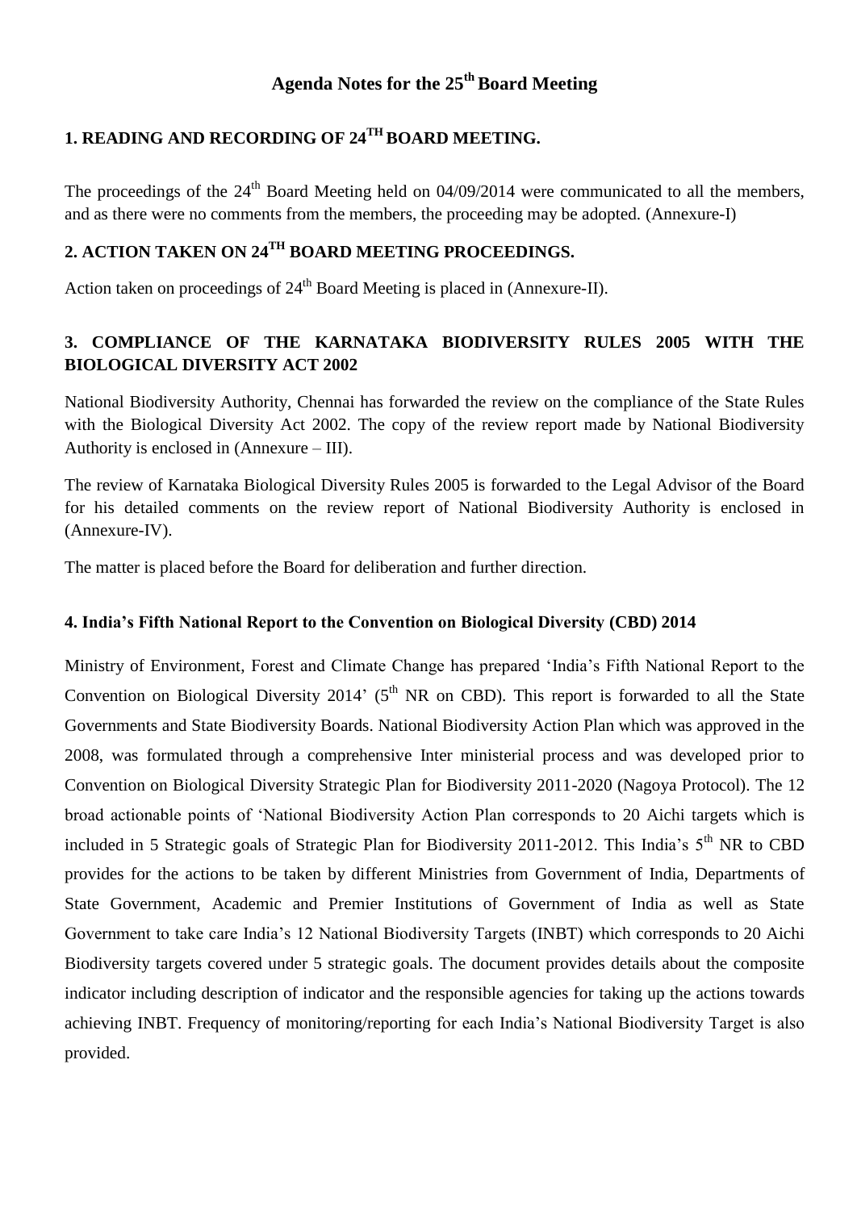# Agenda Notes for the 25th Board Meeting

## 1. READING AND RECORDING OF 24TH BOARD MEETING.

The proceedings of the 24th Board Meeting held on 04/09/2014 were communicated to all the members, and as there were no comments from the members, the proceeding may be adopted. (Annexure-I)

## 2. ACTION TAKEN ON 24TH BOARD MEETING PROCEEDINGS.

Action taken on proceedings of 24th Board Meeting is placed in (Annexure-II).

## 3. COMPLIANCE OF THE KARNATAKA BIODIVERSITY RULES 2005 WITH THE BIOLOGICAL DIVERSITY ACT 2002

National Biodiversity Authority, Chennai has forwarded the review on the compliance of the State Rules with the Biological Diversity Act 2002. The copy of the review report made by National Biodiversity Authority is enclosed in (Annexure – III).

The review of Karnataka Biological Diversity Rules 2005 is forwarded to the Legal Advisor of the Board for his detailed comments on the review report of National Biodiversity Authority is enclosed in (Annexure-IV).

The matter is placed before the Board for deliberation and further direction.

## 4. India's Fifth National Report to the Convention on Biological Diversity (CBD) 2014

Ministry of Environment, Forest and Climate Change has prepared 'India's Fifth National Report to the Convention on Biological Diversity 2014' (5th NR on CBD). This report is forwarded to all the State Governments and State Biodiversity Boards. National Biodiversity Action Plan which was approved in the 2008, was formulated through a comprehensive Inter ministerial process and was developed prior to Convention on Biological Diversity Strategic Plan for Biodiversity 2011-2020 (Nagoya Protocol). The 12 broad actionable points of 'National Biodiversity Action Plan corresponds to 20 Aichi targets which is included in 5 Strategic goals of Strategic Plan for Biodiversity 2011-2012. This India's 5th NR to CBD provides for the actions to be taken by different Ministries from Government of India, Departments of State Government, Academic and Premier Institutions of Government of India as well as State Government to take care India's 12 National Biodiversity Targets (INBT) which corresponds to 20 Aichi Biodiversity targets covered under 5 strategic goals. The document provides details about the composite indicator including description of indicator and the responsible agencies for taking up the actions towards achieving INBT. Frequency of monitoring/reporting for each India's National Biodiversity Target is also provided.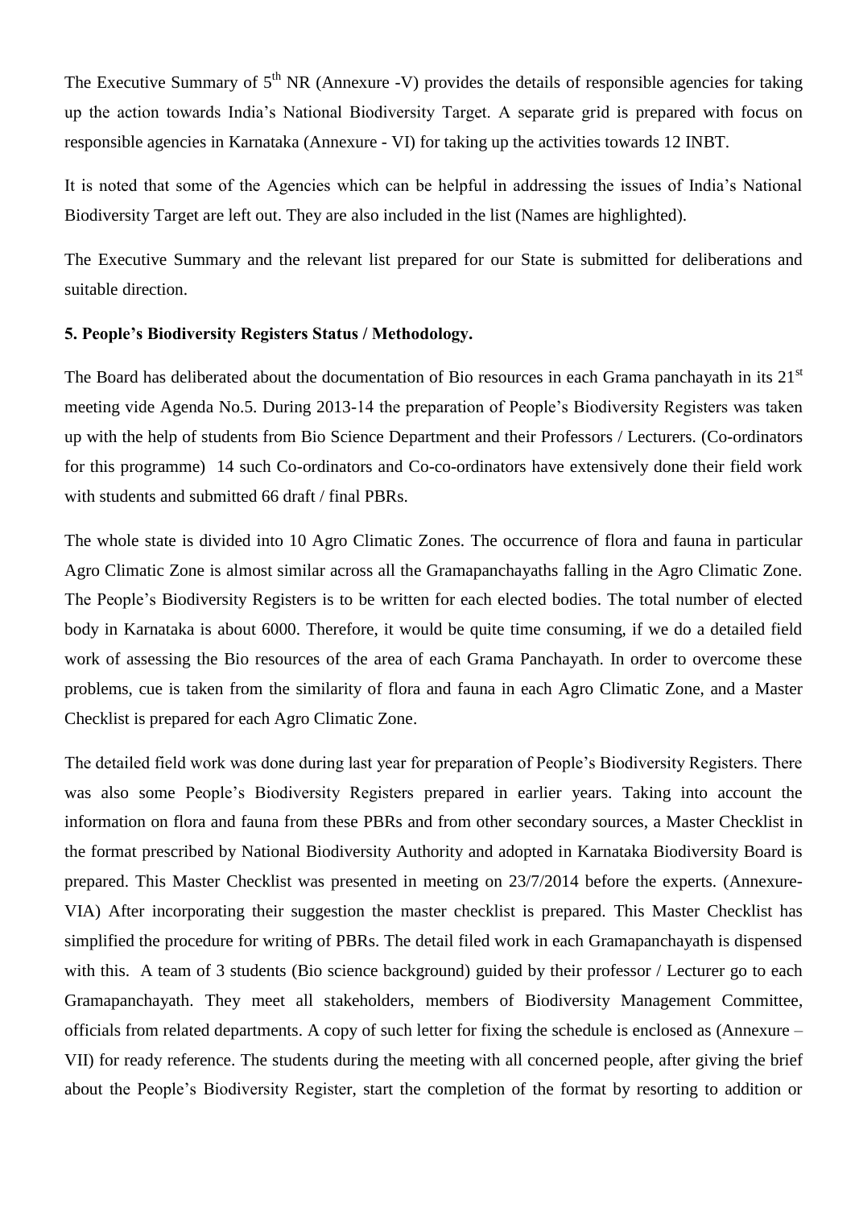The Executive Summary of 5th NR (Annexure -V) provides the details of responsible agencies for taking up the action towards India's National Biodiversity Target. A separate grid is prepared with focus on responsible agencies in Karnataka (Annexure - VI) for taking up the activities towards 12 INBT.

It is noted that some of the Agencies which can be helpful in addressing the issues of India's National Biodiversity Target are left out. They are also included in the list (Names are highlighted).

The Executive Summary and the relevant list prepared for our State is submitted for deliberations and suitable direction.

**5. People's Biodiversity Registers Status / Methodology.**

The Board has deliberated about the documentation of Bio resources in each Grama panchayath in its 21st meeting vide Agenda No.5. During 2013-14 the preparation of People's Biodiversity Registers was taken up with the help of students from Bio Science Department and their Professors / Lecturers. (Co-ordinators for this programme) 14 such Co-ordinators and Co-co-ordinators have extensively done their field work with students and submitted 66 draft / final PBRs.

The whole state is divided into 10 Agro Climatic Zones. The occurrence of flora and fauna in particular Agro Climatic Zone is almost similar across all the Gramapanchayaths falling in the Agro Climatic Zone. The People's Biodiversity Registers is to be written for each elected bodies. The total number of elected body in Karnataka is about 6000. Therefore, it would be quite time consuming, if we do a detailed field work of assessing the Bio resources of the area of each Grama Panchayath. In order to overcome these problems, cue is taken from the similarity of flora and fauna in each Agro Climatic Zone, and a Master Checklist is prepared for each Agro Climatic Zone.

The detailed field work was done during last year for preparation of People's Biodiversity Registers. There was also some People's Biodiversity Registers prepared in earlier years. Taking into account the information on flora and fauna from these PBRs and from other secondary sources, a Master Checklist in the format prescribed by National Biodiversity Authority and adopted in Karnataka Biodiversity Board is prepared. This Master Checklist was presented in meeting on 23/7/2014 before the experts. (Annexure-VIA) After incorporating their suggestion the master checklist is prepared. This Master Checklist has simplified the procedure for writing of PBRs. The detail filed work in each Gramapanchayath is dispensed with this. A team of 3 students (Bio science background) guided by their professor / Lecturer go to each Gramapanchayath. They meet all stakeholders, members of Biodiversity Management Committee, officials from related departments. A copy of such letter for fixing the schedule is enclosed as (Annexure – VII) for ready reference. The students during the meeting with all concerned people, after giving the brief about the People's Biodiversity Register, start the completion of the format by resorting to addition or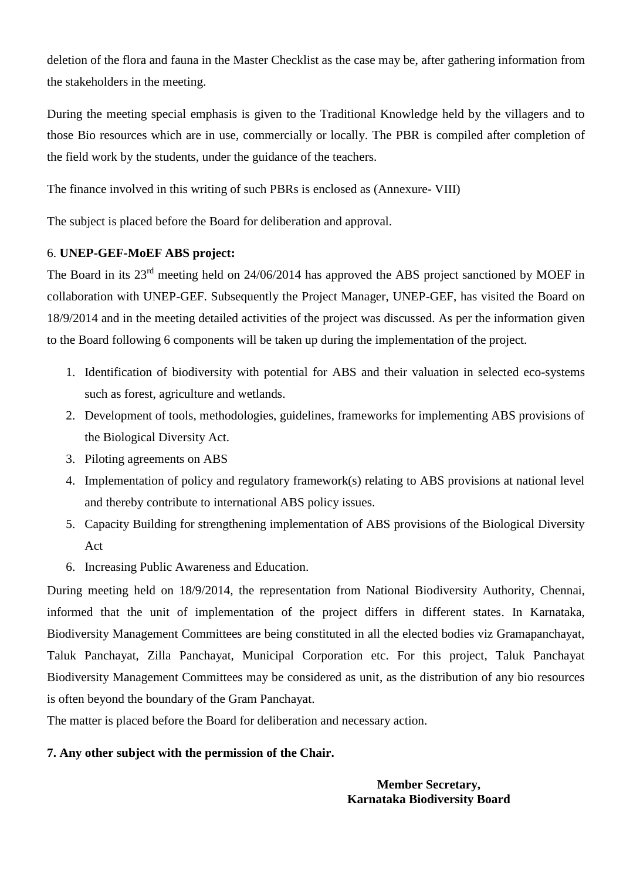deletion of the flora and fauna in the Master Checklist as the case may be, after gathering information from the stakeholders in the meeting.

During the meeting special emphasis is given to the Traditional Knowledge held by the villagers and to those Bio resources which are in use, commercially or locally. The PBR is compiled after completion of the field work by the students, under the guidance of the teachers.

The finance involved in this writing of such PBRs is enclosed as (Annexure- VIII)

The subject is placed before the Board for deliberation and approval.

6. **UNEP-GEF-MoEF ABS project:**

The Board in its 23rd meeting held on 24/06/2014 has approved the ABS project sanctioned by MOEF in collaboration with UNEP-GEF. Subsequently the Project Manager, UNEP-GEF, has visited the Board on 18/9/2014 and in the meeting detailed activities of the project was discussed. As per the information given to the Board following 6 components will be taken up during the implementation of the project.

1. Identification of biodiversity with potential for ABS and their valuation in selected eco-systems such as forest, agriculture and wetlands.
2. Development of tools, methodologies, guidelines, frameworks for implementing ABS provisions of the Biological Diversity Act.
3. Piloting agreements on ABS
4. Implementation of policy and regulatory framework(s) relating to ABS provisions at national level and thereby contribute to international ABS policy issues.
5. Capacity Building for strengthening implementation of ABS provisions of the Biological Diversity Act
6. Increasing Public Awareness and Education.

During meeting held on 18/9/2014, the representation from National Biodiversity Authority, Chennai, informed that the unit of implementation of the project differs in different states. In Karnataka, Biodiversity Management Committees are being constituted in all the elected bodies viz Gramapanchayat, Taluk Panchayat, Zilla Panchayat, Municipal Corporation etc. For this project, Taluk Panchayat Biodiversity Management Committees may be considered as unit, as the distribution of any bio resources is often beyond the boundary of the Gram Panchayat.

The matter is placed before the Board for deliberation and necessary action.

**7. Any other subject with the permission of the Chair.**

**Member Secretary,**
**Karnataka Biodiversity Board**